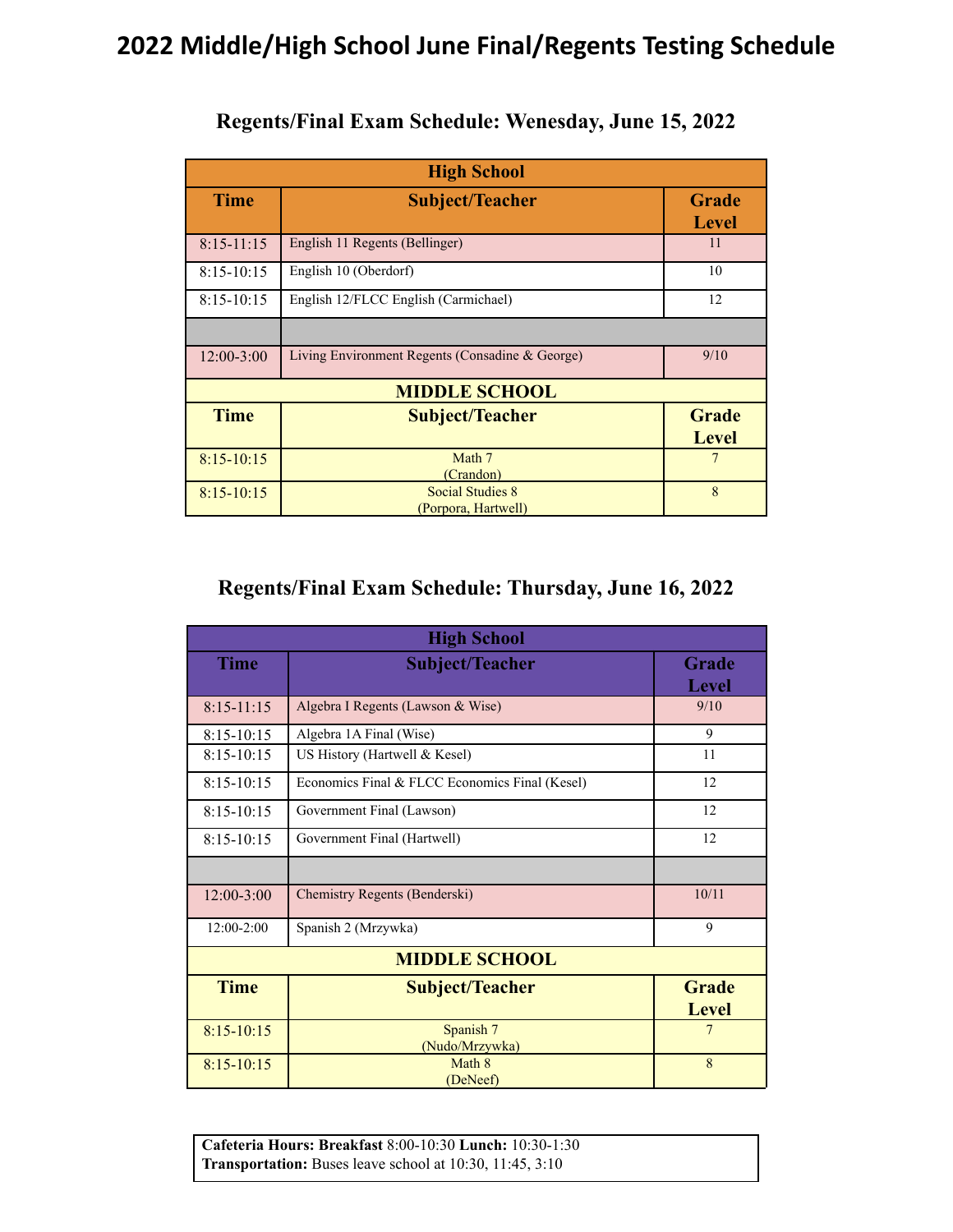# 2022 Middle/High School June Final/Regents Testing Schedule

## Regents/Final Exam Schedule: Wenesday, June 15, 2022

| High School | | |
|---|---|---|
| **Time** | **Subject/Teacher** | **Grade Level** |
| 8:15-11:15 | English 11 Regents (Bellinger) | 11 |
| 8:15-10:15 | English 10 (Oberdorf) | 10 |
| 8:15-10:15 | English 12/FLCC English (Carmichael) | 12 |
| | | |
| 12:00-3:00 | Living Environment Regents (Consadine & George) | 9/10 |
| **MIDDLE SCHOOL** | | |
| **Time** | **Subject/Teacher** | **Grade Level** |
| 8:15-10:15 | Math 7 (Crandon) | 7 |
| 8:15-10:15 | Social Studies 8 (Porpora, Hartwell) | 8 |

## Regents/Final Exam Schedule: Thursday, June 16, 2022

| High School | | |
|---|---|---|
| **Time** | **Subject/Teacher** | **Grade Level** |
| 8:15-11:15 | Algebra I Regents (Lawson & Wise) | 9/10 |
| 8:15-10:15 | Algebra 1A Final (Wise) | 9 |
| 8:15-10:15 | US History (Hartwell & Kesel) | 11 |
| 8:15-10:15 | Economics Final & FLCC Economics Final (Kesel) | 12 |
| 8:15-10:15 | Government Final (Lawson) | 12 |
| 8:15-10:15 | Government Final (Hartwell) | 12 |
| | | |
| 12:00-3:00 | Chemistry Regents (Benderski) | 10/11 |
| 12:00-2:00 | Spanish 2 (Mrzywka) | 9 |
| **MIDDLE SCHOOL** | | |
| **Time** | **Subject/Teacher** | **Grade Level** |
| 8:15-10:15 | Spanish 7 (Nudo/Mrzywka) | 7 |
| 8:15-10:15 | Math 8 (DeNeef) | 8 |

**Cafeteria Hours: Breakfast** 8:00-10:30 **Lunch:** 10:30-1:30
**Transportation:** Buses leave school at 10:30, 11:45, 3:10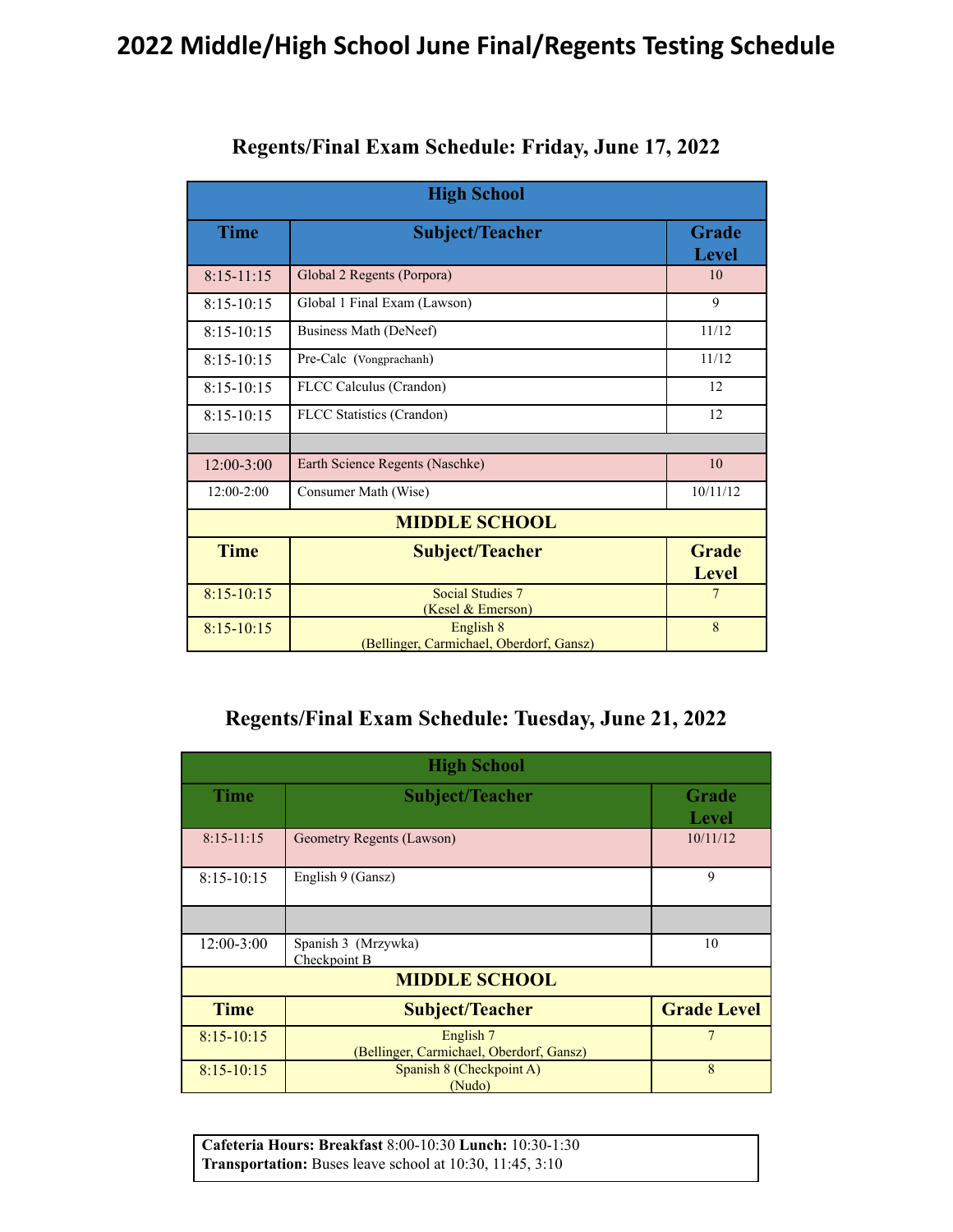# 2022 Middle/High School June Final/Regents Testing Schedule

## Regents/Final Exam Schedule: Friday, June 17, 2022

| High School | | |
|---|---|---|
| **Time** | **Subject/Teacher** | **Grade Level** |
| 8:15-11:15 | Global 2 Regents (Porpora) | 10 |
| 8:15-10:15 | Global 1 Final Exam (Lawson) | 9 |
| 8:15-10:15 | Business Math (DeNeef) | 11/12 |
| 8:15-10:15 | Pre-Calc (Vongprachanh) | 11/12 |
| 8:15-10:15 | FLCC Calculus (Crandon) | 12 |
| 8:15-10:15 | FLCC Statistics (Crandon) | 12 |
| | | |
| 12:00-3:00 | Earth Science Regents (Naschke) | 10 |
| 12:00-2:00 | Consumer Math (Wise) | 10/11/12 |
| **MIDDLE SCHOOL** | | |
| **Time** | **Subject/Teacher** | **Grade Level** |
| 8:15-10:15 | Social Studies 7 (Kesel & Emerson) | 7 |
| 8:15-10:15 | English 8 (Bellinger, Carmichael, Oberdorf, Gansz) | 8 |

## Regents/Final Exam Schedule: Tuesday, June 21, 2022

| High School | | |
|---|---|---|
| **Time** | **Subject/Teacher** | **Grade Level** |
| 8:15-11:15 | Geometry Regents (Lawson) | 10/11/12 |
| 8:15-10:15 | English 9 (Gansz) | 9 |
| | | |
| 12:00-3:00 | Spanish 3 (Mrzywka) Checkpoint B | 10 |
| **MIDDLE SCHOOL** | | |
| **Time** | **Subject/Teacher** | **Grade Level** |
| 8:15-10:15 | English 7 (Bellinger, Carmichael, Oberdorf, Gansz) | 7 |
| 8:15-10:15 | Spanish 8 (Checkpoint A) (Nudo) | 8 |

**Cafeteria Hours: Breakfast** 8:00-10:30 **Lunch:** 10:30-1:30
**Transportation:** Buses leave school at 10:30, 11:45, 3:10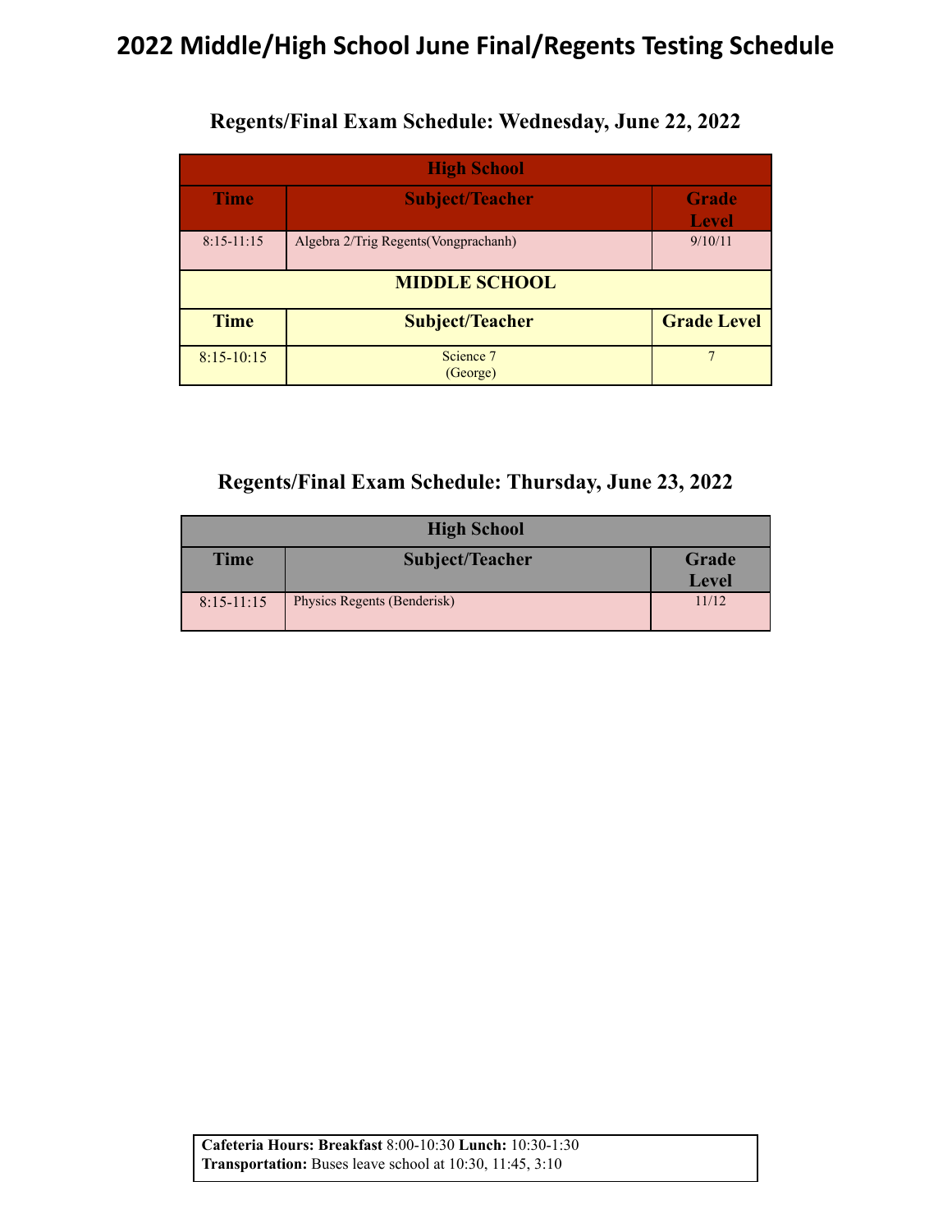# 2022 Middle/High School June Final/Regents Testing Schedule

## Regents/Final Exam Schedule: Wednesday, June 22, 2022

| High School | | |
|---|---|---|
| **Time** | **Subject/Teacher** | **Grade Level** |
| 8:15-11:15 | Algebra 2/Trig Regents(Vongprachanh) | 9/10/11 |
| **MIDDLE SCHOOL** | | |
| **Time** | **Subject/Teacher** | **Grade Level** |
| 8:15-10:15 | Science 7 (George) | 7 |

## Regents/Final Exam Schedule: Thursday, June 23, 2022

| High School | | |
|---|---|---|
| **Time** | **Subject/Teacher** | **Grade Level** |
| 8:15-11:15 | Physics Regents (Benderisk) | 11/12 |

**Cafeteria Hours: Breakfast** 8:00-10:30 **Lunch:** 10:30-1:30
**Transportation:** Buses leave school at 10:30, 11:45, 3:10